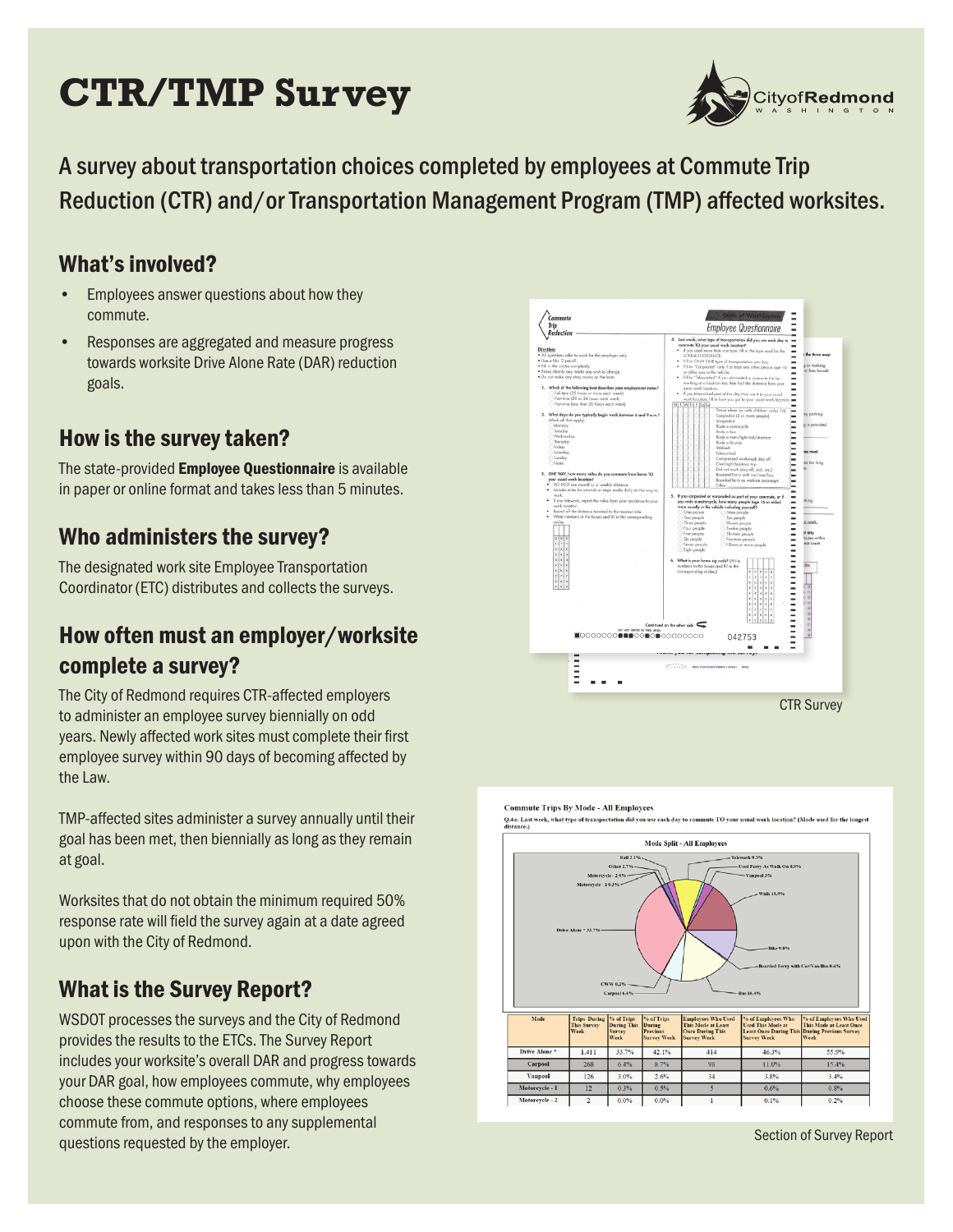# CTR/TMP Survey

City of Redmond WASHINGTON

A survey about transportation choices completed by employees at Commute Trip Reduction (CTR) and/or Transportation Management Program (TMP) affected worksites.

## What's involved?

- Employees answer questions about how they commute.
- Responses are aggregated and measure progress towards worksite Drive Alone Rate (DAR) reduction goals.

## How is the survey taken?

The state-provided **Employee Questionnaire** is available in paper or online format and takes less than 5 minutes.

## Who administers the survey?

The designated work site Employee Transportation Coordinator (ETC) distributes and collects the surveys.

## How often must an employer/worksite complete a survey?

The City of Redmond requires CTR-affected employers to administer an employee survey biennially on odd years. Newly affected work sites must complete their first employee survey within 90 days of becoming affected by the Law.

TMP-affected sites administer a survey annually until their goal has been met, then biennially as long as they remain at goal.

Worksites that do not obtain the minimum required 50% response rate will field the survey again at a date agreed upon with the City of Redmond.

## What is the Survey Report?

WSDOT processes the surveys and the City of Redmond provides the results to the ETCs. The Survey Report includes your worksite's overall DAR and progress towards your DAR goal, how employees commute, why employees choose these commute options, where employees commute from, and responses to any supplemental questions requested by the employer.

CTR Survey

**Commute Trips By Mode - All Employees**

**Q.4a: Last week, what type of transportation did you use each day to commute TO your usual work location? (Mode used for the longest distance.)**

Mode Split - All Employees

| Mode | Trips During This Survey Week | % of Trips During This Survey Week | % of Trips During Previous Survey Week | Employees Who Used This Mode at Least Once During This Survey Week | % of Employees Who Used This Mode at Least Once During This Survey Week | % of Employees Who Used This Mode at Least Once During Previous Survey Week |
|---|---|---|---|---|---|---|
| Drive Alone * | 1,411 | 33.7% | 42.1% | 414 | 46.3% | 55.5% |
| Carpool | 268 | 6.4% | 8.7% | 98 | 11.0% | 15.4% |
| Vanpool | 126 | 3.0% | 2.6% | 34 | 3.8% | 3.4% |
| Motorcycle - 1 | 12 | 0.3% | 0.5% | 5 | 0.6% | 0.8% |
| Motorcycle - 2 | 2 | 0.0% | 0.0% | 1 | 0.1% | 0.2% |

Section of Survey Report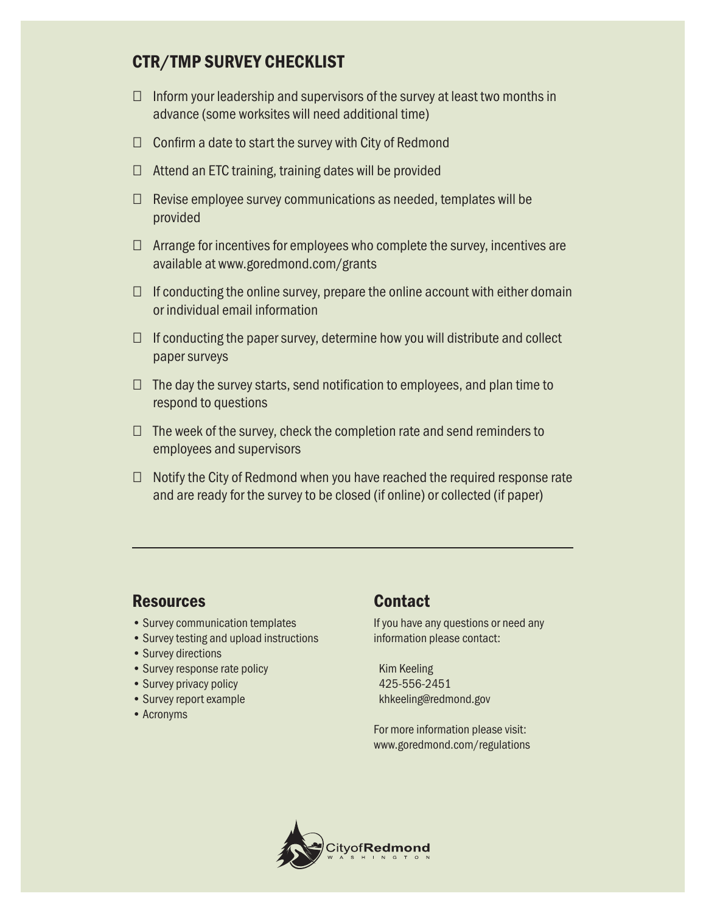## CTR/TMP SURVEY CHECKLIST

- ☐ Inform your leadership and supervisors of the survey at least two months in advance (some worksites will need additional time)
- ☐ Confirm a date to start the survey with City of Redmond
- ☐ Attend an ETC training, training dates will be provided
- ☐ Revise employee survey communications as needed, templates will be provided
- ☐ Arrange for incentives for employees who complete the survey, incentives are available at www.goredmond.com/grants
- ☐ If conducting the online survey, prepare the online account with either domain or individual email information
- ☐ If conducting the paper survey, determine how you will distribute and collect paper surveys
- ☐ The day the survey starts, send notification to employees, and plan time to respond to questions
- ☐ The week of the survey, check the completion rate and send reminders to employees and supervisors
- ☐ Notify the City of Redmond when you have reached the required response rate and are ready for the survey to be closed (if online) or collected (if paper)

---

## Resources

- Survey communication templates
- Survey testing and upload instructions
- Survey directions
- Survey response rate policy
- Survey privacy policy
- Survey report example
- Acronyms

## Contact

If you have any questions or need any information please contact:

Kim Keeling
425-556-2451
khkeeling@redmond.gov

For more information please visit:
www.goredmond.com/regulations

City of Redmond
WASHINGTON